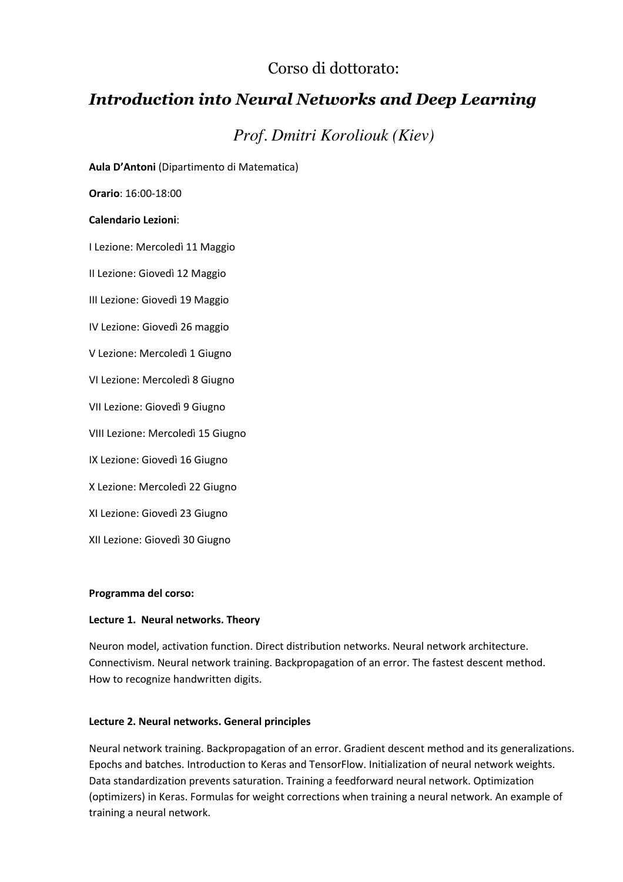# Corso di dottorato:

## *Introduction into Neural Networks and Deep Learning*

### *Prof. Dmitri Koroliouk (Kiev)*

**Aula D'Antoni** (Dipartimento di Matematica)

**Orario**: 16:00-18:00

**Calendario Lezioni**:

I Lezione: Mercoledì 11 Maggio

II Lezione: Giovedì 12 Maggio

III Lezione: Giovedì 19 Maggio

IV Lezione: Giovedì 26 maggio

V Lezione: Mercoledì 1 Giugno

VI Lezione: Mercoledì 8 Giugno

VII Lezione: Giovedì 9 Giugno

VIII Lezione: Mercoledì 15 Giugno

IX Lezione: Giovedì 16 Giugno

X Lezione: Mercoledì 22 Giugno

XI Lezione: Giovedì 23 Giugno

XII Lezione: Giovedì 30 Giugno

**Programma del corso:**

**Lecture 1. Neural networks. Theory**

Neuron model, activation function. Direct distribution networks. Neural network architecture. Connectivism. Neural network training. Backpropagation of an error. The fastest descent method. How to recognize handwritten digits.

**Lecture 2. Neural networks. General principles**

Neural network training. Backpropagation of an error. Gradient descent method and its generalizations. Epochs and batches. Introduction to Keras and TensorFlow. Initialization of neural network weights. Data standardization prevents saturation. Training a feedforward neural network. Optimization (optimizers) in Keras. Formulas for weight corrections when training a neural network. An example of training a neural network.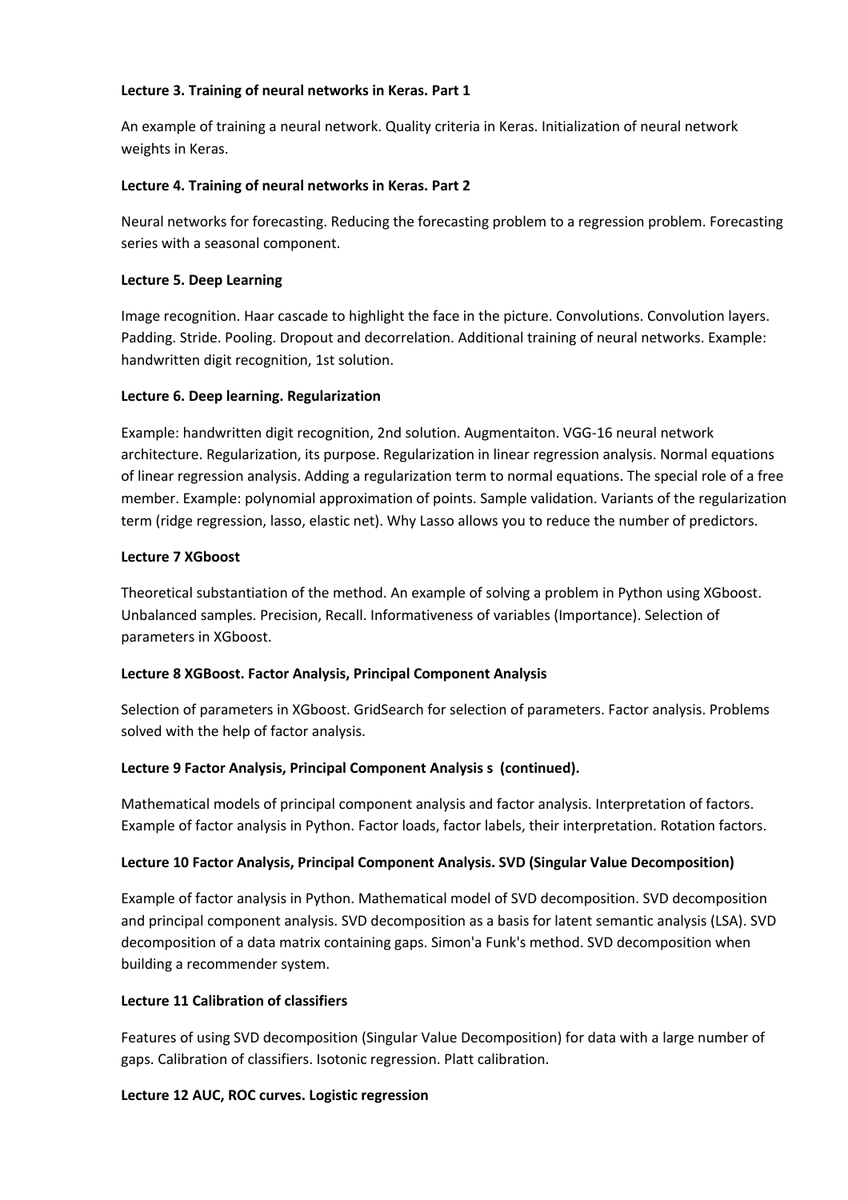**Lecture 3. Training of neural networks in Keras. Part 1**

An example of training a neural network. Quality criteria in Keras. Initialization of neural network weights in Keras.

**Lecture 4. Training of neural networks in Keras. Part 2**

Neural networks for forecasting. Reducing the forecasting problem to a regression problem. Forecasting series with a seasonal component.

**Lecture 5. Deep Learning**

Image recognition. Haar cascade to highlight the face in the picture. Convolutions. Convolution layers. Padding. Stride. Pooling. Dropout and decorrelation. Additional training of neural networks. Example: handwritten digit recognition, 1st solution.

**Lecture 6. Deep learning. Regularization**

Example: handwritten digit recognition, 2nd solution. Augmentaiton. VGG-16 neural network architecture. Regularization, its purpose. Regularization in linear regression analysis. Normal equations of linear regression analysis. Adding a regularization term to normal equations. The special role of a free member. Example: polynomial approximation of points. Sample validation. Variants of the regularization term (ridge regression, lasso, elastic net). Why Lasso allows you to reduce the number of predictors.

**Lecture 7 XGboost**

Theoretical substantiation of the method. An example of solving a problem in Python using XGboost. Unbalanced samples. Precision, Recall. Informativeness of variables (Importance). Selection of parameters in XGboost.

**Lecture 8 XGBoost. Factor Analysis, Principal Component Analysis**

Selection of parameters in XGboost. GridSearch for selection of parameters. Factor analysis. Problems solved with the help of factor analysis.

**Lecture 9 Factor Analysis, Principal Component Analysis s (continued).**

Mathematical models of principal component analysis and factor analysis. Interpretation of factors. Example of factor analysis in Python. Factor loads, factor labels, their interpretation. Rotation factors.

**Lecture 10 Factor Analysis, Principal Component Analysis. SVD (Singular Value Decomposition)**

Example of factor analysis in Python. Mathematical model of SVD decomposition. SVD decomposition and principal component analysis. SVD decomposition as a basis for latent semantic analysis (LSA). SVD decomposition of a data matrix containing gaps. Simon'a Funk's method. SVD decomposition when building a recommender system.

**Lecture 11 Calibration of classifiers**

Features of using SVD decomposition (Singular Value Decomposition) for data with a large number of gaps. Calibration of classifiers. Isotonic regression. Platt calibration.

**Lecture 12 AUC, ROC curves. Logistic regression**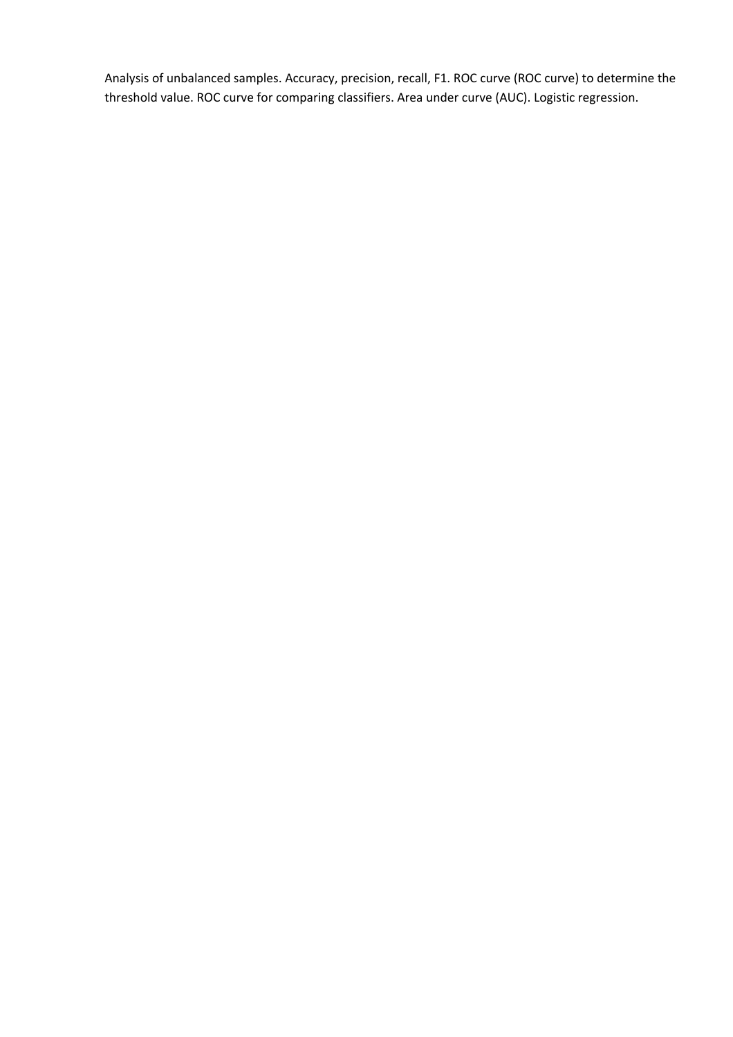Analysis of unbalanced samples. Accuracy, precision, recall, F1. ROC curve (ROC curve) to determine the threshold value. ROC curve for comparing classifiers. Area under curve (AUC). Logistic regression.